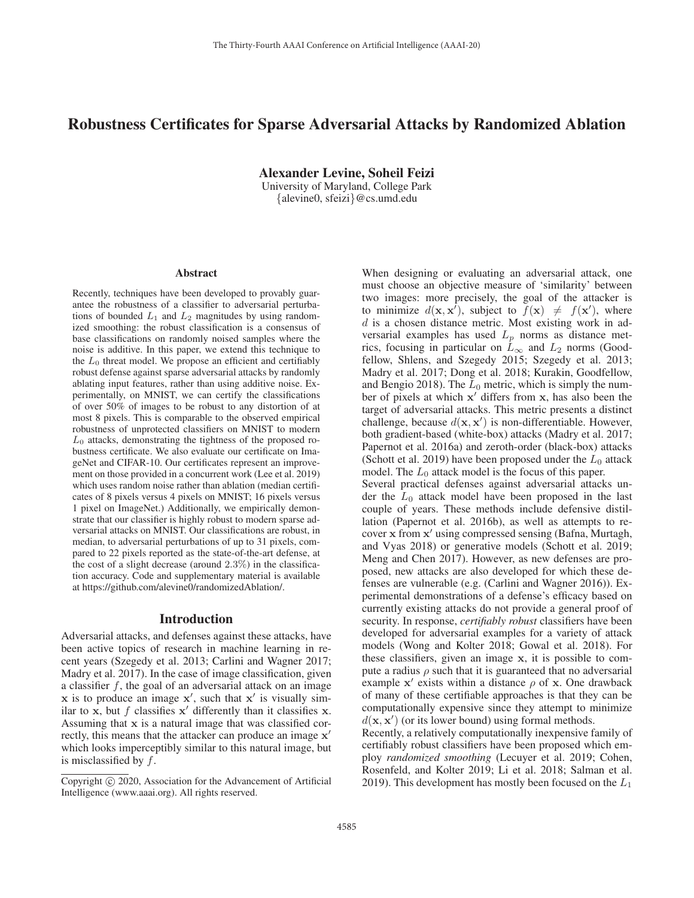# Robustness Certificates for Sparse Adversarial Attacks by Randomized Ablation

**Alexander Levine, Soheil Feizi**
University of Maryland, College Park
{alevine0, sfeizi}@cs.umd.edu

## Abstract

Recently, techniques have been developed to provably guarantee the robustness of a classifier to adversarial perturbations of bounded $L_1$ and $L_2$ magnitudes by using randomized smoothing: the robust classification is a consensus of base classifications on randomly noised samples where the noise is additive. In this paper, we extend this technique to the $L_0$ threat model. We propose an efficient and certifiably robust defense against sparse adversarial attacks by randomly ablating input features, rather than using additive noise. Experimentally, on MNIST, we can certify the classifications of over 50% of images to be robust to any distortion of at most 8 pixels. This is comparable to the observed empirical robustness of unprotected classifiers on MNIST to modern $L_0$ attacks, demonstrating the tightness of the proposed robustness certificate. We also evaluate our certificate on ImageNet and CIFAR-10. Our certificates represent an improvement on those provided in a concurrent work (Lee et al. 2019) which uses random noise rather than ablation (median certificates of 8 pixels versus 4 pixels on MNIST; 16 pixels versus 1 pixel on ImageNet.) Additionally, we empirically demonstrate that our classifier is highly robust to modern sparse adversarial attacks on MNIST. Our classifications are robust, in median, to adversarial perturbations of up to 31 pixels, compared to 22 pixels reported as the state-of-the-art defense, at the cost of a slight decrease (around 2.3%) in the classification accuracy. Code and supplementary material is available at https://github.com/alevine0/randomizedAblation/.

## Introduction

Adversarial attacks, and defenses against these attacks, have been active topics of research in machine learning in recent years (Szegedy et al. 2013; Carlini and Wagner 2017; Madry et al. 2017). In the case of image classification, given a classifier $f$, the goal of an adversarial attack on an image $\mathbf{x}$ is to produce an image $\mathbf{x}'$, such that $\mathbf{x}'$ is visually similar to $\mathbf{x}$, but $f$ classifies $\mathbf{x}'$ differently than it classifies $\mathbf{x}$. Assuming that $\mathbf{x}$ is a natural image that was classified correctly, this means that the attacker can produce an image $\mathbf{x}'$ which looks imperceptibly similar to this natural image, but is misclassified by $f$.

When designing or evaluating an adversarial attack, one must choose an objective measure of 'similarity' between two images: more precisely, the goal of the attacker is to minimize $d(\mathbf{x}, \mathbf{x}')$, subject to $f(\mathbf{x}) \neq f(\mathbf{x}')$, where $d$ is a chosen distance metric. Most existing work in adversarial examples has used $L_p$ norms as distance metrics, focusing in particular on $L_\infty$ and $L_2$ norms (Goodfellow, Shlens, and Szegedy 2015; Szegedy et al. 2013; Madry et al. 2017; Dong et al. 2018; Kurakin, Goodfellow, and Bengio 2018). The $L_0$ metric, which is simply the number of pixels at which $\mathbf{x}'$ differs from $\mathbf{x}$, has also been the target of adversarial attacks. This metric presents a distinct challenge, because $d(\mathbf{x}, \mathbf{x}')$ is non-differentiable. However, both gradient-based (white-box) attacks (Madry et al. 2017; Papernot et al. 2016a) and zeroth-order (black-box) attacks (Schott et al. 2019) have been proposed under the $L_0$ attack model. The $L_0$ attack model is the focus of this paper.

Several practical defenses against adversarial attacks under the $L_0$ attack model have been proposed in the last couple of years. These methods include defensive distillation (Papernot et al. 2016b), as well as attempts to recover $\mathbf{x}$ from $\mathbf{x}'$ using compressed sensing (Bafna, Murtagh, and Vyas 2018) or generative models (Schott et al. 2019; Meng and Chen 2017). However, as new defenses are proposed, new attacks are also developed for which these defenses are vulnerable (e.g. (Carlini and Wagner 2016)). Experimental demonstrations of a defense's efficacy based on currently existing attacks do not provide a general proof of security. In response, *certifiably robust* classifiers have been developed for adversarial examples for a variety of attack models (Wong and Kolter 2018; Gowal et al. 2018). For these classifiers, given an image $\mathbf{x}$, it is possible to compute a radius $\rho$ such that it is guaranteed that no adversarial example $\mathbf{x}'$ exists within a distance $\rho$ of $\mathbf{x}$. One drawback of many of these certifiable approaches is that they can be computationally expensive since they attempt to minimize $d(\mathbf{x}, \mathbf{x}')$ (or its lower bound) using formal methods.

Recently, a relatively computationally inexpensive family of certifiably robust classifiers have been proposed which employ *randomized smoothing* (Lecuyer et al. 2019; Cohen, Rosenfeld, and Kolter 2019; Li et al. 2018; Salman et al. 2019). This development has mostly been focused on the $L_1$

Copyright © 2020, Association for the Advancement of Artificial Intelligence (www.aaai.org). All rights reserved.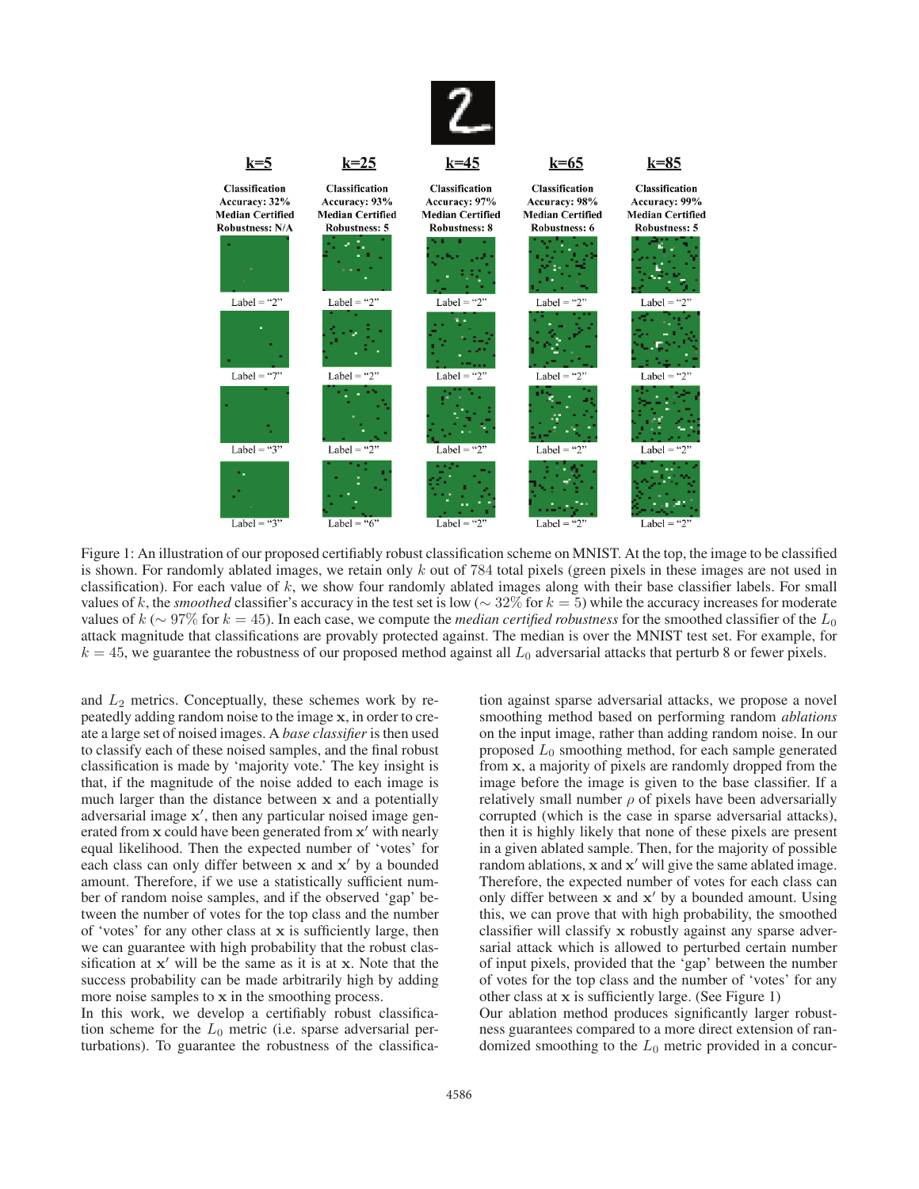k=5

Classification Accuracy: 32%
Median Certified Robustness: N/A

Label = "2"
Label = "7"
Label = "3"
Label = "3"

k=25

Classification Accuracy: 93%
Median Certified Robustness: 5

Label = "2"
Label = "2"
Label = "2"
Label = "6"

k=45

Classification Accuracy: 97%
Median Certified Robustness: 8

Label = "2"
Label = "2"
Label = "2"
Label = "2"

k=65

Classification Accuracy: 98%
Median Certified Robustness: 6

Label = "2"
Label = "2"
Label = "2"
Label = "2"

k=85

Classification Accuracy: 99%
Median Certified Robustness: 5

Label = "2"
Label = "2"
Label = "2"
Label = "2"

Figure 1: An illustration of our proposed certifiably robust classification scheme on MNIST. At the top, the image to be classified is shown. For randomly ablated images, we retain only $k$ out of 784 total pixels (green pixels in these images are not used in classification). For each value of $k$, we show four randomly ablated images along with their base classifier labels. For small values of $k$, the *smoothed* classifier's accuracy in the test set is low ($\sim 32\%$ for $k = 5$) while the accuracy increases for moderate values of $k$ ($\sim 97\%$ for $k = 45$). In each case, we compute the *median certified robustness* for the smoothed classifier of the $L_0$ attack magnitude that classifications are provably protected against. The median is over the MNIST test set. For example, for $k = 45$, we guarantee the robustness of our proposed method against all $L_0$ adversarial attacks that perturb 8 or fewer pixels.

and $L_2$ metrics. Conceptually, these schemes work by repeatedly adding random noise to the image $\mathbf{x}$, in order to create a large set of noised images. A *base classifier* is then used to classify each of these noised samples, and the final robust classification is made by 'majority vote.' The key insight is that, if the magnitude of the noise added to each image is much larger than the distance between $\mathbf{x}$ and a potentially adversarial image $\mathbf{x}'$, then any particular noised image generated from $\mathbf{x}$ could have been generated from $\mathbf{x}'$ with nearly equal likelihood. Then the expected number of 'votes' for each class can only differ between $\mathbf{x}$ and $\mathbf{x}'$ by a bounded amount. Therefore, if we use a statistically sufficient number of random noise samples, and if the observed 'gap' between the number of votes for the top class and the number of 'votes' for any other class at $\mathbf{x}$ is sufficiently large, then we can guarantee with high probability that the robust classification at $\mathbf{x}'$ will be the same as it is at $\mathbf{x}$. Note that the success probability can be made arbitrarily high by adding more noise samples to $\mathbf{x}$ in the smoothing process.

In this work, we develop a certifiably robust classification scheme for the $L_0$ metric (i.e. sparse adversarial perturbations). To guarantee the robustness of the classification against sparse adversarial attacks, we propose a novel smoothing method based on performing random *ablations* on the input image, rather than adding random noise. In our proposed $L_0$ smoothing method, for each sample generated from $\mathbf{x}$, a majority of pixels are randomly dropped from the image before the image is given to the base classifier. If a relatively small number $\rho$ of pixels have been adversarially corrupted (which is the case in sparse adversarial attacks), then it is highly likely that none of these pixels are present in a given ablated sample. Then, for the majority of possible random ablations, $\mathbf{x}$ and $\mathbf{x}'$ will give the same ablated image. Therefore, the expected number of votes for each class can only differ between $\mathbf{x}$ and $\mathbf{x}'$ by a bounded amount. Using this, we can prove that with high probability, the smoothed classifier will classify $\mathbf{x}$ robustly against any sparse adversarial attack which is allowed to perturbed certain number of input pixels, provided that the 'gap' between the number of votes for the top class and the number of 'votes' for any other class at $\mathbf{x}$ is sufficiently large. (See Figure 1)

Our ablation method produces significantly larger robustness guarantees compared to a more direct extension of randomized smoothing to the $L_0$ metric provided in a concur-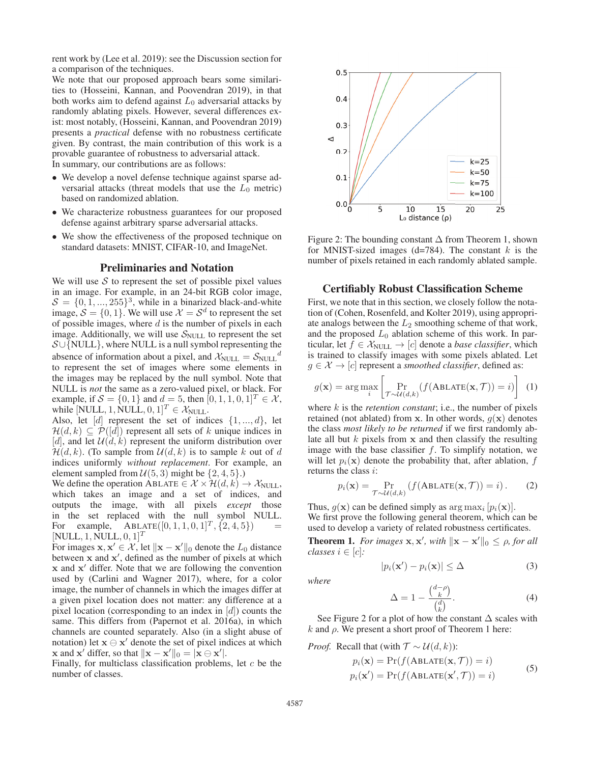rent work by (Lee et al. 2019): see the Discussion section for a comparison of the techniques.

We note that our proposed approach bears some similarities to (Hosseini, Kannan, and Poovendran 2019), in that both works aim to defend against $L_0$ adversarial attacks by randomly ablating pixels. However, several differences exist: most notably, (Hosseini, Kannan, and Poovendran 2019) presents a *practical* defense with no robustness certificate given. By contrast, the main contribution of this work is a provable guarantee of robustness to adversarial attack.

In summary, our contributions are as follows:

- We develop a novel defense technique against sparse adversarial attacks (threat models that use the $L_0$ metric) based on randomized ablation.
- We characterize robustness guarantees for our proposed defense against arbitrary sparse adversarial attacks.
- We show the effectiveness of the proposed technique on standard datasets: MNIST, CIFAR-10, and ImageNet.

## Preliminaries and Notation

We will use $\mathcal{S}$ to represent the set of possible pixel values in an image. For example, in an 24-bit RGB color image, $\mathcal{S} = \{0, 1, ..., 255\}^3$, while in a binarized black-and-white image, $\mathcal{S} = \{0, 1\}$. We will use $\mathcal{X} = \mathcal{S}^d$ to represent the set of possible images, where $d$ is the number of pixels in each image. Additionally, we will use $\mathcal{S}_{\text{NULL}}$ to represent the set $\mathcal{S} \cup \{\text{NULL}\}$, where NULL is a null symbol representing the absence of information about a pixel, and $\mathcal{X}_{\text{NULL}} = \mathcal{S}_{\text{NULL}}{}^d$ to represent the set of images where some elements in the images may be replaced by the null symbol. Note that NULL is *not* the same as a zero-valued pixel, or black. For example, if $\mathcal{S} = \{0, 1\}$ and $d = 5$, then $[0, 1, 1, 0, 1]^T \in \mathcal{X}$, while $[\text{NULL}, 1, \text{NULL}, 0, 1]^T \in \mathcal{X}_{\text{NULL}}$.

Also, let $[d]$ represent the set of indices $\{1, ..., d\}$, let $\mathcal{H}(d, k) \subseteq \mathcal{P}([d])$ represent all sets of $k$ unique indices in $[d]$, and let $\mathcal{U}(d, k)$ represent the uniform distribution over $\mathcal{H}(d, k)$. (To sample from $\mathcal{U}(d, k)$ is to sample $k$ out of $d$ indices uniformly *without replacement*. For example, an element sampled from $\mathcal{U}(5, 3)$ might be $\{2, 4, 5\}$.)

We define the operation $\text{ABLATE} \in \mathcal{X} \times \mathcal{H}(d, k) \rightarrow \mathcal{X}_{\text{NULL}}$, which takes an image and a set of indices, and outputs the image, with all pixels *except* those in the set replaced with the null symbol NULL. For example, $\text{ABLATE}([0, 1, 1, 0, 1]^T, \{2, 4, 5\}) = [\text{NULL}, 1, \text{NULL}, 0, 1]^T$

For images $\mathbf{x}, \mathbf{x}' \in \mathcal{X}$, let $\|\mathbf{x} - \mathbf{x}'\|_0$ denote the $L_0$ distance between $\mathbf{x}$ and $\mathbf{x}'$, defined as the number of pixels at which $\mathbf{x}$ and $\mathbf{x}'$ differ. Note that we are following the convention used by (Carlini and Wagner 2017), where, for a color image, the number of channels in which the images differ at a given pixel location does not matter: any difference at a pixel location (corresponding to an index in $[d]$) counts the same. This differs from (Papernot et al. 2016a), in which channels are counted separately. Also (in a slight abuse of notation) let $\mathbf{x} \ominus \mathbf{x}'$ denote the set of pixel indices at which $\mathbf{x}$ and $\mathbf{x}'$ differ, so that $\|\mathbf{x} - \mathbf{x}'\|_0 = |\mathbf{x} \ominus \mathbf{x}'|$.

Finally, for multiclass classification problems, let $c$ be the number of classes.

0.5
0.4
0.3
0.2
0.1
0.0
Δ
0
5
10
15
20
25
L₀ distance (ρ)
k=25
k=50
k=75
k=100

Figure 2: The bounding constant $\Delta$ from Theorem 1, shown for MNIST-sized images (d=784). The constant $k$ is the number of pixels retained in each randomly ablated sample.

## Certifiably Robust Classification Scheme

First, we note that in this section, we closely follow the notation of (Cohen, Rosenfeld, and Kolter 2019), using appropriate analogs between the $L_2$ smoothing scheme of that work, and the proposed $L_0$ ablation scheme of this work. In particular, let $f \in \mathcal{X}_{\text{NULL}} \rightarrow [c]$ denote a *base classifier*, which is trained to classify images with some pixels ablated. Let $g \in \mathcal{X} \rightarrow [c]$ represent a *smoothed classifier*, defined as:

$$g(\mathbf{x}) = \arg\max_i \left[ \Pr_{\mathcal{T} \sim \mathcal{U}(d,k)} (f(\text{ABLATE}(\mathbf{x}, \mathcal{T})) = i) \right] \quad (1)$$

where $k$ is the *retention constant*; i.e., the number of pixels retained (not ablated) from $\mathbf{x}$. In other words, $g(\mathbf{x})$ denotes the class *most likely to be returned* if we first randomly ablate all but $k$ pixels from $\mathbf{x}$ and then classify the resulting image with the base classifier $f$. To simplify notation, we will let $p_i(\mathbf{x})$ denote the probability that, after ablation, $f$ returns the class $i$:

$$p_i(\mathbf{x}) = \Pr_{\mathcal{T} \sim \mathcal{U}(d,k)} (f(\text{ABLATE}(\mathbf{x}, \mathcal{T})) = i). \quad (2)$$

Thus, $g(\mathbf{x})$ can be defined simply as $\arg\max_i [p_i(\mathbf{x})]$.

We first prove the following general theorem, which can be used to develop a variety of related robustness certificates.

**Theorem 1.** *For images $\mathbf{x}, \mathbf{x}'$, with $\|\mathbf{x} - \mathbf{x}'\|_0 \leq \rho$, for all classes $i \in [c]$:*

$$|p_i(\mathbf{x}') - p_i(\mathbf{x})| \leq \Delta \quad (3)$$

*where*

$$\Delta = 1 - \frac{\binom{d-\rho}{k}}{\binom{d}{k}}. \quad (4)$$

See Figure 2 for a plot of how the constant $\Delta$ scales with $k$ and $\rho$. We present a short proof of Theorem 1 here:

*Proof.* Recall that (with $\mathcal{T} \sim \mathcal{U}(d, k)$):

$$\begin{aligned} p_i(\mathbf{x}) &= \Pr(f(\text{ABLATE}(\mathbf{x}, \mathcal{T})) = i) \\ p_i(\mathbf{x}') &= \Pr(f(\text{ABLATE}(\mathbf{x}', \mathcal{T})) = i) \end{aligned} \quad (5)$$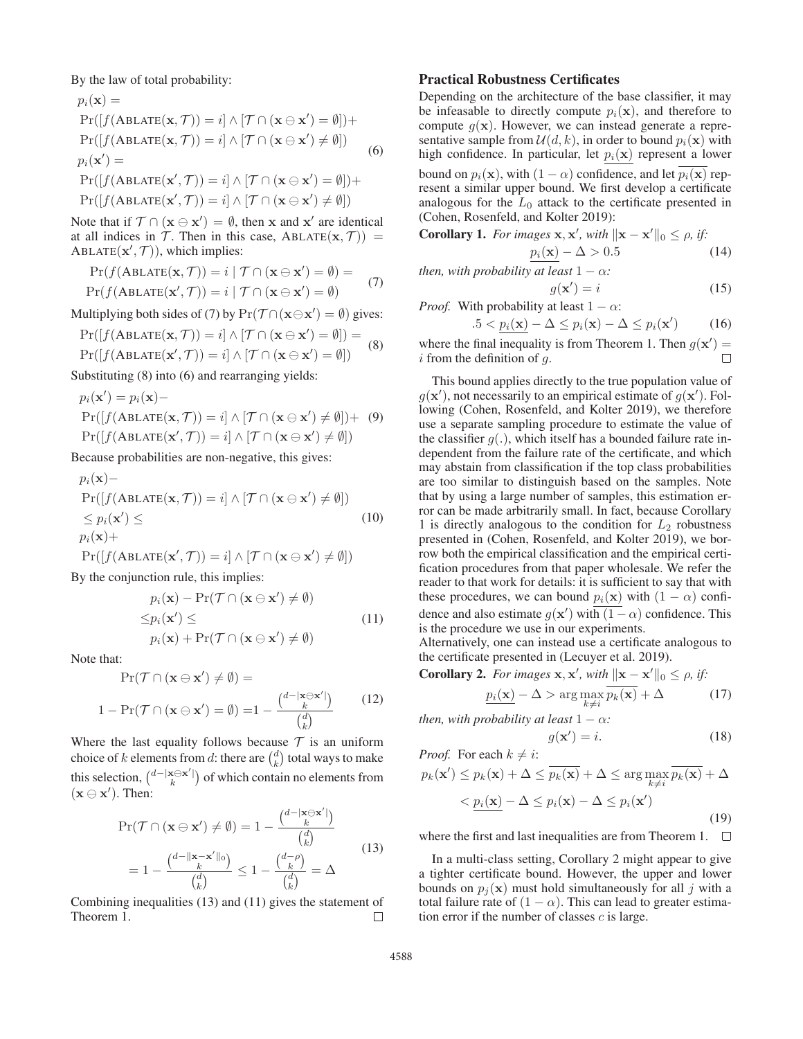By the law of total probability:

$$
\begin{aligned}
&p_i(\mathbf{x}) = \\
&\Pr([f(\text{ABLATE}(\mathbf{x},\mathcal{T})) = i] \wedge [\mathcal{T} \cap (\mathbf{x} \ominus \mathbf{x}') = \emptyset]) + \\
&\Pr([f(\text{ABLATE}(\mathbf{x},\mathcal{T})) = i] \wedge [\mathcal{T} \cap (\mathbf{x} \ominus \mathbf{x}') \neq \emptyset]) \\
&p_i(\mathbf{x}') = \\
&\Pr([f(\text{ABLATE}(\mathbf{x}',\mathcal{T})) = i] \wedge [\mathcal{T} \cap (\mathbf{x} \ominus \mathbf{x}') = \emptyset]) + \\
&\Pr([f(\text{ABLATE}(\mathbf{x}',\mathcal{T})) = i] \wedge [\mathcal{T} \cap (\mathbf{x} \ominus \mathbf{x}') \neq \emptyset])
\end{aligned}
\tag{6}
$$

Note that if $\mathcal{T} \cap (\mathbf{x} \ominus \mathbf{x}') = \emptyset$, then $\mathbf{x}$ and $\mathbf{x}'$ are identical at all indices in $\mathcal{T}$. Then in this case, $\text{ABLATE}(\mathbf{x},\mathcal{T})) = \text{ABLATE}(\mathbf{x}',\mathcal{T}))$, which implies:

$$
\begin{aligned}
&\Pr(f(\text{ABLATE}(\mathbf{x},\mathcal{T})) = i \mid \mathcal{T} \cap (\mathbf{x} \ominus \mathbf{x}') = \emptyset) = \\
&\Pr(f(\text{ABLATE}(\mathbf{x}',\mathcal{T})) = i \mid \mathcal{T} \cap (\mathbf{x} \ominus \mathbf{x}') = \emptyset)
\end{aligned}
\tag{7}
$$

Multiplying both sides of (7) by $\Pr(\mathcal{T} \cap (\mathbf{x} \ominus \mathbf{x}') = \emptyset)$ gives:

$$
\begin{aligned}
&\Pr([f(\text{ABLATE}(\mathbf{x},\mathcal{T})) = i] \wedge [\mathcal{T} \cap (\mathbf{x} \ominus \mathbf{x}') = \emptyset]) = \\
&\Pr([f(\text{ABLATE}(\mathbf{x}',\mathcal{T})) = i] \wedge [\mathcal{T} \cap (\mathbf{x} \ominus \mathbf{x}') = \emptyset])
\end{aligned}
\tag{8}
$$

Substituting (8) into (6) and rearranging yields:

$$
\begin{aligned}
&p_i(\mathbf{x}') = p_i(\mathbf{x}) - \\
&\Pr([f(\text{ABLATE}(\mathbf{x},\mathcal{T})) = i] \wedge [\mathcal{T} \cap (\mathbf{x} \ominus \mathbf{x}') \neq \emptyset]) + \\
&\Pr([f(\text{ABLATE}(\mathbf{x}',\mathcal{T})) = i] \wedge [\mathcal{T} \cap (\mathbf{x} \ominus \mathbf{x}') \neq \emptyset])
\end{aligned}
\tag{9}
$$

Because probabilities are non-negative, this gives:

$$
\begin{aligned}
&p_i(\mathbf{x}) - \\
&\Pr([f(\text{ABLATE}(\mathbf{x},\mathcal{T})) = i] \wedge [\mathcal{T} \cap (\mathbf{x} \ominus \mathbf{x}') \neq \emptyset]) \\
&\leq p_i(\mathbf{x}') \leq \\
&p_i(\mathbf{x}) + \\
&\Pr([f(\text{ABLATE}(\mathbf{x}',\mathcal{T})) = i] \wedge [\mathcal{T} \cap (\mathbf{x} \ominus \mathbf{x}') \neq \emptyset])
\end{aligned}
\tag{10}
$$

By the conjunction rule, this implies:

$$
\begin{aligned}
&p_i(\mathbf{x}) - \Pr(\mathcal{T} \cap (\mathbf{x} \ominus \mathbf{x}') \neq \emptyset) \\
&\leq p_i(\mathbf{x}') \leq \\
&p_i(\mathbf{x}) + \Pr(\mathcal{T} \cap (\mathbf{x} \ominus \mathbf{x}') \neq \emptyset)
\end{aligned}
\tag{11}
$$

Note that:

$$
\begin{aligned}
&\Pr(\mathcal{T} \cap (\mathbf{x} \ominus \mathbf{x}') \neq \emptyset) = \\
&1 - \Pr(\mathcal{T} \cap (\mathbf{x} \ominus \mathbf{x}') = \emptyset) = 1 - \frac{\binom{d - |\mathbf{x} \ominus \mathbf{x}'|}{k}}{\binom{d}{k}}
\end{aligned}
\tag{12}
$$

Where the last equality follows because $\mathcal{T}$ is an uniform choice of $k$ elements from $d$: there are $\binom{d}{k}$ total ways to make this selection, $\binom{d-|\mathbf{x} \ominus \mathbf{x}'|}{k}$ of which contain no elements from $(\mathbf{x} \ominus \mathbf{x}')$. Then:

$$
\begin{aligned}
\Pr(\mathcal{T} \cap (\mathbf{x} \ominus \mathbf{x}') \neq \emptyset) &= 1 - \frac{\binom{d - |\mathbf{x} \ominus \mathbf{x}'|}{k}}{\binom{d}{k}} \\
= 1 - \frac{\binom{d - \|\mathbf{x} - \mathbf{x}'\|_0}{k}}{\binom{d}{k}} &\leq 1 - \frac{\binom{d-\rho}{k}}{\binom{d}{k}} = \Delta
\end{aligned}
\tag{13}
$$

Combining inequalities (13) and (11) gives the statement of Theorem 1. $\square$

## Practical Robustness Certificates

Depending on the architecture of the base classifier, it may be infeasable to directly compute $p_i(\mathbf{x})$, and therefore to compute $g(\mathbf{x})$. However, we can instead generate a representative sample from $\mathcal{U}(d, k)$, in order to bound $p_i(\mathbf{x})$ with high confidence. In particular, let $\underline{p_i(\mathbf{x})}$ represent a lower bound on $p_i(\mathbf{x})$, with $(1 - \alpha)$ confidence, and let $\overline{p_i(\mathbf{x})}$ represent a similar upper bound. We first develop a certificate analogous for the $L_0$ attack to the certificate presented in (Cohen, Rosenfeld, and Kolter 2019):

**Corollary 1.** *For images $\mathbf{x}, \mathbf{x}'$, with $\|\mathbf{x} - \mathbf{x}'\|_0 \leq \rho$, if:*

$$
\underline{p_i(\mathbf{x})} - \Delta > 0.5 \tag{14}
$$

*then, with probability at least $1 - \alpha$:*

$$
g(\mathbf{x}') = i \tag{15}
$$

*Proof.* With probability at least $1 - \alpha$:

$$
.5 < \underline{p_i(\mathbf{x})} - \Delta \leq p_i(\mathbf{x}) - \Delta \leq p_i(\mathbf{x}') \tag{16}
$$

where the final inequality is from Theorem 1. Then $g(\mathbf{x}') = i$ from the definition of $g$. $\square$

This bound applies directly to the true population value of $g(\mathbf{x}')$, not necessarily to an empirical estimate of $g(\mathbf{x}')$. Following (Cohen, Rosenfeld, and Kolter 2019), we therefore use a separate sampling procedure to estimate the value of the classifier $g(.)$, which itself has a bounded failure rate independent from the failure rate of the certificate, and which may abstain from classification if the top class probabilities are too similar to distinguish based on the samples. Note that by using a large number of samples, this estimation error can be made arbitrarily small. In fact, because Corollary 1 is directly analogous to the condition for $L_2$ robustness presented in (Cohen, Rosenfeld, and Kolter 2019), we borrow both the empirical classification and the empirical certification procedures from that paper wholesale. We refer the reader to that work for details: it is sufficient to say that with these procedures, we can bound $\underline{p_i(\mathbf{x})}$ with $(1 - \alpha)$ confidence and also estimate $g(\mathbf{x}')$ with $\overline{(1 - \alpha)}$ confidence. This is the procedure we use in our experiments.

Alternatively, one can instead use a certificate analogous to the certificate presented in (Lecuyer et al. 2019).

**Corollary 2.** *For images $\mathbf{x}, \mathbf{x}'$, with $\|\mathbf{x} - \mathbf{x}'\|_0 \leq \rho$, if:*

$$
\underline{p_i(\mathbf{x})} - \Delta > \arg\max_{k \neq i} \overline{p_k(\mathbf{x})} + \Delta \tag{17}
$$

*then, with probability at least $1 - \alpha$:*

$$
g(\mathbf{x}') = i. \tag{18}
$$

*Proof.* For each $k \neq i$:

$$
\begin{aligned}
p_k(\mathbf{x}') \leq p_k(\mathbf{x}) + \Delta \leq \overline{p_k(\mathbf{x})} + \Delta \leq \arg\max_{k \neq i} \overline{p_k(\mathbf{x})} + \Delta \\
< \underline{p_i(\mathbf{x})} - \Delta \leq p_i(\mathbf{x}) - \Delta \leq p_i(\mathbf{x}')
\end{aligned}
\tag{19}
$$

where the first and last inequalities are from Theorem 1. $\square$

In a multi-class setting, Corollary 2 might appear to give a tighter certificate bound. However, the upper and lower bounds on $p_j(\mathbf{x})$ must hold simultaneously for all $j$ with a total failure rate of $(1 - \alpha)$. This can lead to greater estimation error if the number of classes $c$ is large.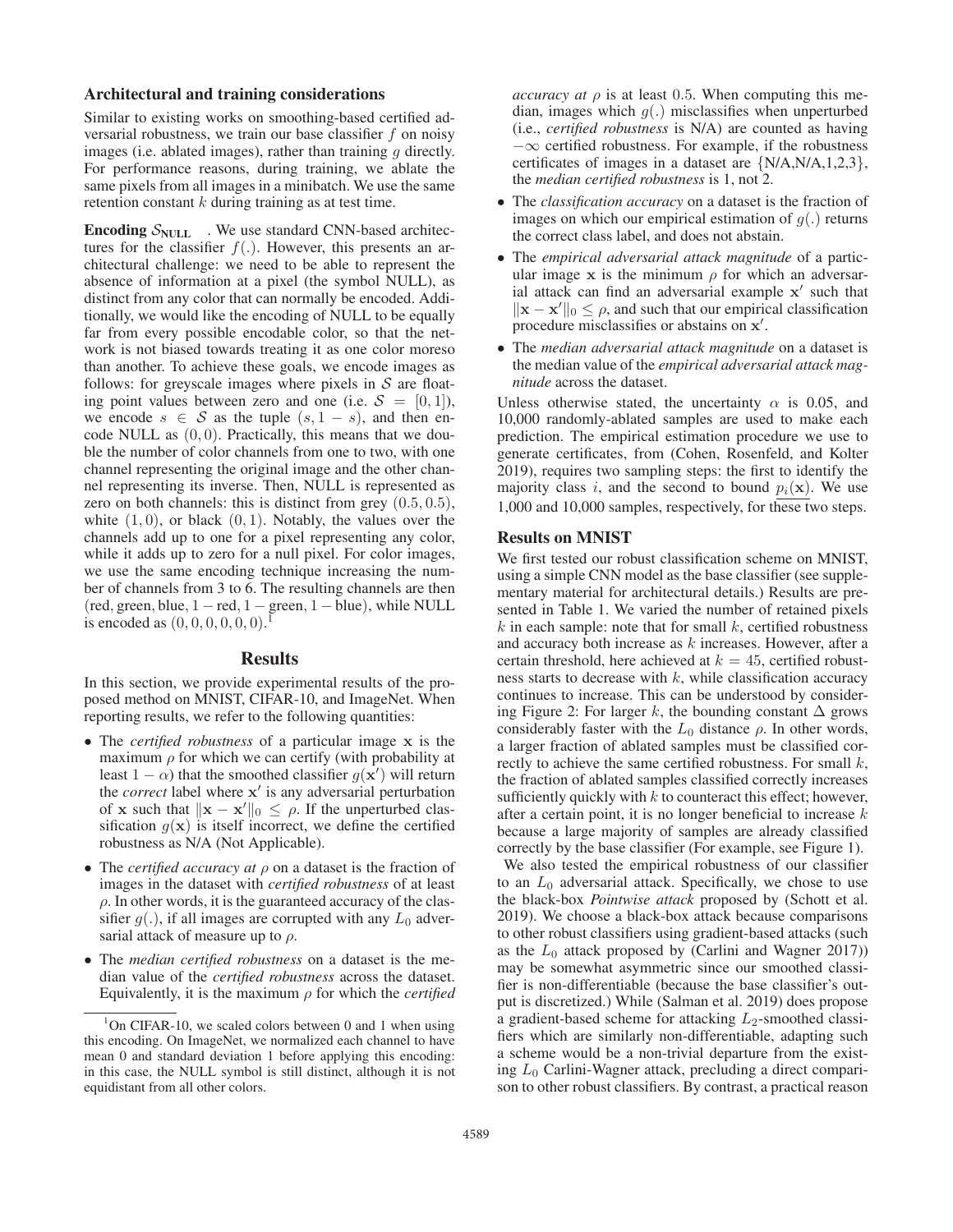### Architectural and training considerations

Similar to existing works on smoothing-based certified adversarial robustness, we train our base classifier $f$ on noisy images (i.e. ablated images), rather than training $g$ directly. For performance reasons, during training, we ablate the same pixels from all images in a minibatch. We use the same retention constant $k$ during training as at test time.

**Encoding $\mathcal{S}_{\text{NULL}}$**. We use standard CNN-based architectures for the classifier $f(.)$. However, this presents an architectural challenge: we need to be able to represent the absence of information at a pixel (the symbol NULL), as distinct from any color that can normally be encoded. Additionally, we would like the encoding of NULL to be equally far from every possible encodable color, so that the network is not biased towards treating it as one color moreso than another. To achieve these goals, we encode images as follows: for greyscale images where pixels in $\mathcal{S}$ are floating point values between zero and one (i.e. $\mathcal{S} = [0, 1]$), we encode $s \in \mathcal{S}$ as the tuple $(s, 1 - s)$, and then encode NULL as $(0, 0)$. Practically, this means that we double the number of color channels from one to two, with one channel representing the original image and the other channel representing its inverse. Then, NULL is represented as zero on both channels: this is distinct from grey $(0.5, 0.5)$, white $(1, 0)$, or black $(0, 1)$. Notably, the values over the channels add up to one for a pixel representing any color, while it adds up to zero for a null pixel. For color images, we use the same encoding technique increasing the number of channels from 3 to 6. The resulting channels are then $(\text{red}, \text{green}, \text{blue}, 1 - \text{red}, 1 - \text{green}, 1 - \text{blue})$, while NULL is encoded as $(0, 0, 0, 0, 0, 0)$.[1]

## Results

In this section, we provide experimental results of the proposed method on MNIST, CIFAR-10, and ImageNet. When reporting results, we refer to the following quantities:

- The *certified robustness* of a particular image $\mathbf{x}$ is the maximum $\rho$ for which we can certify (with probability at least $1 - \alpha$) that the smoothed classifier $g(\mathbf{x}')$ will return the *correct* label where $\mathbf{x}'$ is any adversarial perturbation of $\mathbf{x}$ such that $\|\mathbf{x} - \mathbf{x}'\|_0 \leq \rho$. If the unperturbed classification $g(\mathbf{x})$ is itself incorrect, we define the certified robustness as N/A (Not Applicable).
- The *certified accuracy at $\rho$* on a dataset is the fraction of images in the dataset with *certified robustness* of at least $\rho$. In other words, it is the guaranteed accuracy of the classifier $g(.)$, if all images are corrupted with any $L_0$ adversarial attack of measure up to $\rho$.
- The *median certified robustness* on a dataset is the median value of the *certified robustness* across the dataset. Equivalently, it is the maximum $\rho$ for which the *certified accuracy at $\rho$* is at least 0.5. When computing this median, images which $g(.)$ misclassifies when unperturbed (i.e., *certified robustness* is N/A) are counted as having $-\infty$ certified robustness. For example, if the robustness certificates of images in a dataset are {N/A,N/A,1,2,3}, the *median certified robustness* is 1, not 2.
- The *classification accuracy* on a dataset is the fraction of images on which our empirical estimation of $g(.)$ returns the correct class label, and does not abstain.
- The *empirical adversarial attack magnitude* of a particular image $\mathbf{x}$ is the minimum $\rho$ for which an adversarial attack can find an adversarial example $\mathbf{x}'$ such that $\|\mathbf{x} - \mathbf{x}'\|_0 \leq \rho$, and such that our empirical classification procedure misclassifies or abstains on $\mathbf{x}'$.
- The *median adversarial attack magnitude* on a dataset is the median value of the *empirical adversarial attack magnitude* across the dataset.

Unless otherwise stated, the uncertainty $\alpha$ is 0.05, and 10,000 randomly-ablated samples are used to make each prediction. The empirical estimation procedure we use to generate certificates, from (Cohen, Rosenfeld, and Kolter 2019), requires two sampling steps: the first to identify the majority class $i$, and the second to bound $\underline{p_i(\mathbf{x})}$. We use 1,000 and 10,000 samples, respectively, for these two steps.

### Results on MNIST

We first tested our robust classification scheme on MNIST, using a simple CNN model as the base classifier (see supplementary material for architectural details.) Results are presented in Table 1. We varied the number of retained pixels $k$ in each sample: note that for small $k$, certified robustness and accuracy both increase as $k$ increases. However, after a certain threshold, here achieved at $k = 45$, certified robustness starts to decrease with $k$, while classification accuracy continues to increase. This can be understood by considering Figure 2: For larger $k$, the bounding constant $\Delta$ grows considerably faster with the $L_0$ distance $\rho$. In other words, a larger fraction of ablated samples must be classified correctly to achieve the same certified robustness. For small $k$, the fraction of ablated samples classified correctly increases sufficiently quickly with $k$ to counteract this effect; however, after a certain point, it is no longer beneficial to increase $k$ because a large majority of samples are already classified correctly by the base classifier (For example, see Figure 1).

We also tested the empirical robustness of our classifier to an $L_0$ adversarial attack. Specifically, we chose to use the black-box *Pointwise attack* proposed by (Schott et al. 2019). We choose a black-box attack because comparisons to other robust classifiers using gradient-based attacks (such as the $L_0$ attack proposed by (Carlini and Wagner 2017)) may be somewhat asymmetric since our smoothed classifier is non-differentiable (because the base classifier's output is discretized.) While (Salman et al. 2019) does propose a gradient-based scheme for attacking $L_2$-smoothed classifiers which are similarly non-differentiable, adapting such a scheme would be a non-trivial departure from the existing $L_0$ Carlini-Wagner attack, precluding a direct comparison to other robust classifiers. By contrast, a practical reason

[1] On CIFAR-10, we scaled colors between 0 and 1 when using this encoding. On ImageNet, we normalized each channel to have mean 0 and standard deviation 1 before applying this encoding: in this case, the NULL symbol is still distinct, although it is not equidistant from all other colors.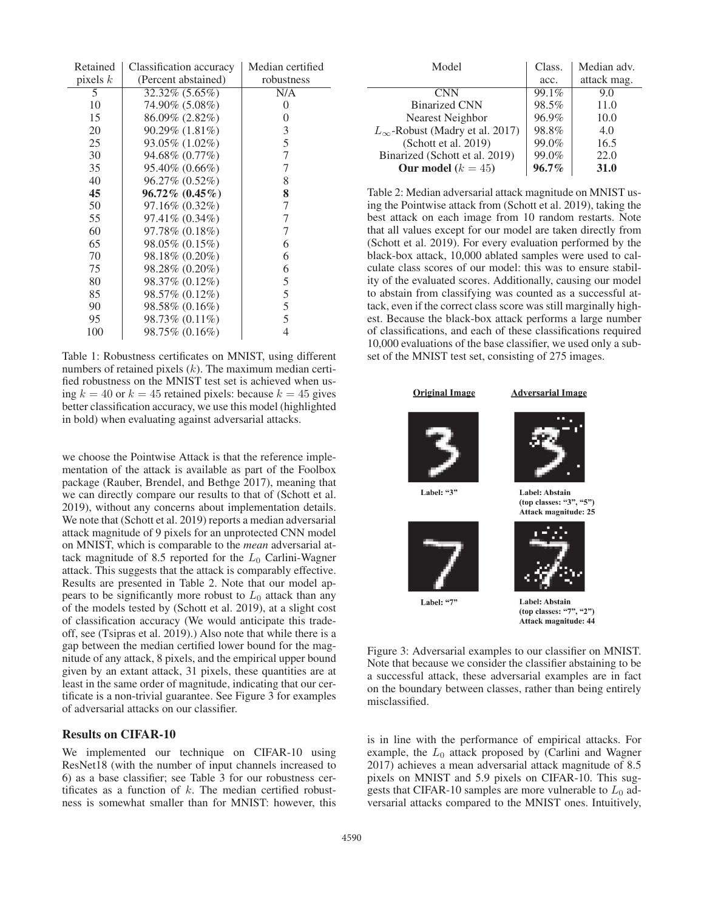| Retained pixels $k$ | Classification accuracy (Percent abstained) | Median certified robustness |
|---|---|---|
| 5 | 32.32% (5.65%) | N/A |
| 10 | 74.90% (5.08%) | 0 |
| 15 | 86.09% (2.82%) | 0 |
| 20 | 90.29% (1.81%) | 3 |
| 25 | 93.05% (1.02%) | 5 |
| 30 | 94.68% (0.77%) | 7 |
| 35 | 95.40% (0.66%) | 7 |
| 40 | 96.27% (0.52%) | 8 |
| **45** | **96.72% (0.45%)** | **8** |
| 50 | 97.16% (0.32%) | 7 |
| 55 | 97.41% (0.34%) | 7 |
| 60 | 97.78% (0.18%) | 7 |
| 65 | 98.05% (0.15%) | 6 |
| 70 | 98.18% (0.20%) | 6 |
| 75 | 98.28% (0.20%) | 6 |
| 80 | 98.37% (0.12%) | 5 |
| 85 | 98.57% (0.12%) | 5 |
| 90 | 98.58% (0.16%) | 5 |
| 95 | 98.73% (0.11%) | 5 |
| 100 | 98.75% (0.16%) | 4 |

Table 1: Robustness certificates on MNIST, using different numbers of retained pixels ($k$). The maximum median certified robustness on the MNIST test set is achieved when using $k = 40$ or $k = 45$ retained pixels: because $k = 45$ gives better classification accuracy, we use this model (highlighted in bold) when evaluating against adversarial attacks.

we choose the Pointwise Attack is that the reference implementation of the attack is available as part of the Foolbox package (Rauber, Brendel, and Bethge 2017), meaning that we can directly compare our results to that of (Schott et al. 2019), without any concerns about implementation details. We note that (Schott et al. 2019) reports a median adversarial attack magnitude of 9 pixels for an unprotected CNN model on MNIST, which is comparable to the *mean* adversarial attack magnitude of 8.5 reported for the $L_0$ Carlini-Wagner attack. This suggests that the attack is comparably effective. Results are presented in Table 2. Note that our model appears to be significantly more robust to $L_0$ attack than any of the models tested by (Schott et al. 2019), at a slight cost of classification accuracy (We would anticipate this tradeoff, see (Tsipras et al. 2019).) Also note that while there is a gap between the median certified lower bound for the magnitude of any attack, 8 pixels, and the empirical upper bound given by an extant attack, 31 pixels, these quantities are at least in the same order of magnitude, indicating that our certificate is a non-trivial guarantee. See Figure 3 for examples of adversarial attacks on our classifier.

## Results on CIFAR-10

We implemented our technique on CIFAR-10 using ResNet18 (with the number of input channels increased to 6) as a base classifier; see Table 3 for our robustness certificates as a function of $k$. The median certified robustness is somewhat smaller than for MNIST: however, this

| Model | Class. acc. | Median adv. attack mag. |
|---|---|---|
| CNN | 99.1% | 9.0 |
| Binarized CNN | 98.5% | 11.0 |
| Nearest Neighbor | 96.9% | 10.0 |
| $L_\infty$-Robust (Madry et al. 2017) | 98.8% | 4.0 |
| (Schott et al. 2019) | 99.0% | 16.5 |
| Binarized (Schott et al. 2019) | 99.0% | 22.0 |
| **Our model ($k = 45$)** | **96.7%** | **31.0** |

Table 2: Median adversarial attack magnitude on MNIST using the Pointwise attack from (Schott et al. 2019), taking the best attack on each image from 10 random restarts. Note that all values except for our model are taken directly from (Schott et al. 2019). For every evaluation performed by the black-box attack, 10,000 ablated samples were used to calculate class scores of our model: this was to ensure stability of the evaluated scores. Additionally, causing our model to abstain from classifying was counted as a successful attack, even if the correct class score was still marginally highest. Because the black-box attack performs a large number of classifications, and each of these classifications required 10,000 evaluations of the base classifier, we used only a subset of the MNIST test set, consisting of 275 images.

Original Image | Adversarial Image

Label: "3" | Label: Abstain (top classes: "3", "5") Attack magnitude: 25

Label: "7" | Label: Abstain (top classes: "7", "2") Attack magnitude: 44

Figure 3: Adversarial examples to our classifier on MNIST. Note that because we consider the classifier abstaining to be a successful attack, these adversarial examples are in fact on the boundary between classes, rather than being entirely misclassified.

is in line with the performance of empirical attacks. For example, the $L_0$ attack proposed by (Carlini and Wagner 2017) achieves a mean adversarial attack magnitude of 8.5 pixels on MNIST and 5.9 pixels on CIFAR-10. This suggests that CIFAR-10 samples are more vulnerable to $L_0$ adversarial attacks compared to the MNIST ones. Intuitively,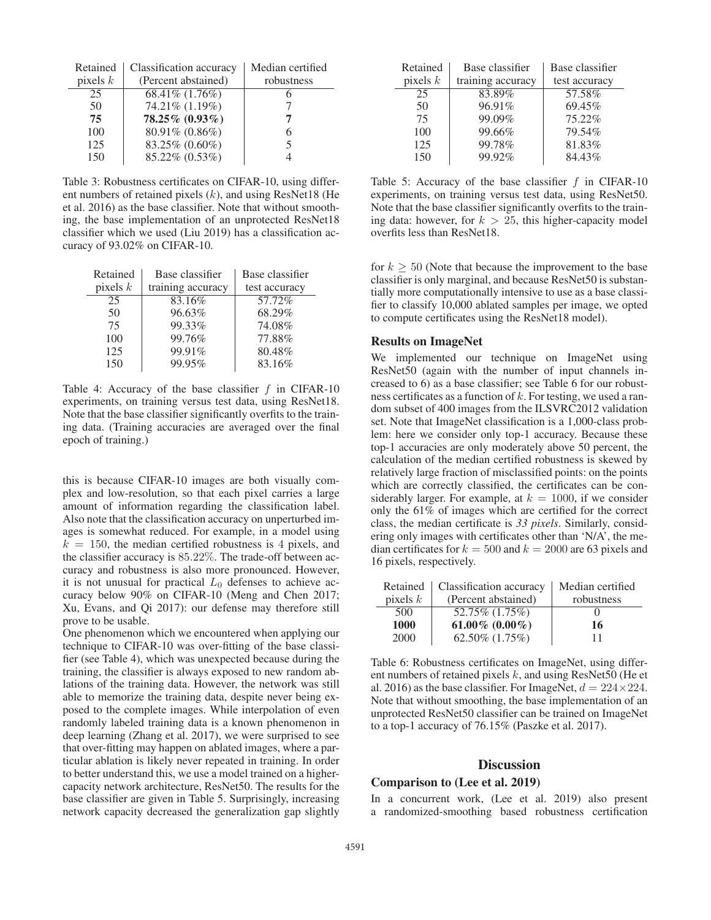| Retained pixels $k$ | Classification accuracy (Percent abstained) | Median certified robustness |
| --- | --- | --- |
| 25 | 68.41% (1.76%) | 6 |
| 50 | 74.21% (1.19%) | 7 |
| **75** | **78.25% (0.93%)** | **7** |
| 100 | 80.91% (0.86%) | 6 |
| 125 | 83.25% (0.60%) | 5 |
| 150 | 85.22% (0.53%) | 4 |

Table 3: Robustness certificates on CIFAR-10, using different numbers of retained pixels ($k$), and using ResNet18 (He et al. 2016) as the base classifier. Note that without smoothing, the base implementation of an unprotected ResNet18 classifier which we used (Liu 2019) has a classification accuracy of 93.02% on CIFAR-10.

| Retained pixels $k$ | Base classifier training accuracy | Base classifier test accuracy |
| --- | --- | --- |
| 25 | 83.16% | 57.72% |
| 50 | 96.63% | 68.29% |
| 75 | 99.33% | 74.08% |
| 100 | 99.76% | 77.88% |
| 125 | 99.91% | 80.48% |
| 150 | 99.95% | 83.16% |

Table 4: Accuracy of the base classifier $f$ in CIFAR-10 experiments, on training versus test data, using ResNet18. Note that the base classifier significantly overfits to the training data. (Training accuracies are averaged over the final epoch of training.)

this is because CIFAR-10 images are both visually complex and low-resolution, so that each pixel carries a large amount of information regarding the classification label. Also note that the classification accuracy on unperturbed images is somewhat reduced. For example, in a model using $k = 150$, the median certified robustness is 4 pixels, and the classifier accuracy is 85.22%. The trade-off between accuracy and robustness is also more pronounced. However, it is not unusual for practical $L_0$ defenses to achieve accuracy below 90% on CIFAR-10 (Meng and Chen 2017; Xu, Evans, and Qi 2017): our defense may therefore still prove to be usable.

One phenomenon which we encountered when applying our technique to CIFAR-10 was over-fitting of the base classifier (see Table 4), which was unexpected because during the training, the classifier is always exposed to new random ablations of the training data. However, the network was still able to memorize the training data, despite never being exposed to the complete images. While interpolation of even randomly labeled training data is a known phenomenon in deep learning (Zhang et al. 2017), we were surprised to see that over-fitting may happen on ablated images, where a particular ablation is likely never repeated in training. In order to better understand this, we use a model trained on a higher-capacity network architecture, ResNet50. The results for the base classifier are given in Table 5. Surprisingly, increasing network capacity decreased the generalization gap slightly

| Retained pixels $k$ | Base classifier training accuracy | Base classifier test accuracy |
| --- | --- | --- |
| 25 | 83.89% | 57.58% |
| 50 | 96.91% | 69.45% |
| 75 | 99.09% | 75.22% |
| 100 | 99.66% | 79.54% |
| 125 | 99.78% | 81.83% |
| 150 | 99.92% | 84.43% |

Table 5: Accuracy of the base classifier $f$ in CIFAR-10 experiments, on training versus test data, using ResNet50. Note that the base classifier significantly overfits to the training data: however, for $k > 25$, this higher-capacity model overfits less than ResNet18.

for $k \geq 50$ (Note that because the improvement to the base classifier is only marginal, and because ResNet50 is substantially more computationally intensive to use as a base classifier to classify 10,000 ablated samples per image, we opted to compute certificates using the ResNet18 model).

### Results on ImageNet

We implemented our technique on ImageNet using ResNet50 (again with the number of input channels increased to 6) as a base classifier; see Table 6 for our robustness certificates as a function of $k$. For testing, we used a random subset of 400 images from the ILSVRC2012 validation set. Note that ImageNet classification is a 1,000-class problem: here we consider only top-1 accuracy. Because these top-1 accuracies are only moderately above 50 percent, the calculation of the median certified robustness is skewed by relatively large fraction of misclassified points: on the points which are correctly classified, the certificates can be considerably larger. For example, at $k = 1000$, if we consider only the 61% of images which are certified for the correct class, the median certificate is *33 pixels*. Similarly, considering only images with certificates other than 'N/A', the median certificates for $k = 500$ and $k = 2000$ are 63 pixels and 16 pixels, respectively.

| Retained pixels $k$ | Classification accuracy (Percent abstained) | Median certified robustness |
| --- | --- | --- |
| 500 | 52.75% (1.75%) | 0 |
| **1000** | **61.00% (0.00%)** | **16** |
| 2000 | 62.50% (1.75%) | 11 |

Table 6: Robustness certificates on ImageNet, using different numbers of retained pixels $k$, and using ResNet50 (He et al. 2016) as the base classifier. For ImageNet, $d = 224 \times 224$. Note that without smoothing, the base implementation of an unprotected ResNet50 classifier can be trained on ImageNet to a top-1 accuracy of 76.15% (Paszke et al. 2017).

## Discussion

### Comparison to (Lee et al. 2019)

In a concurrent work, (Lee et al. 2019) also present a randomized-smoothing based robustness certification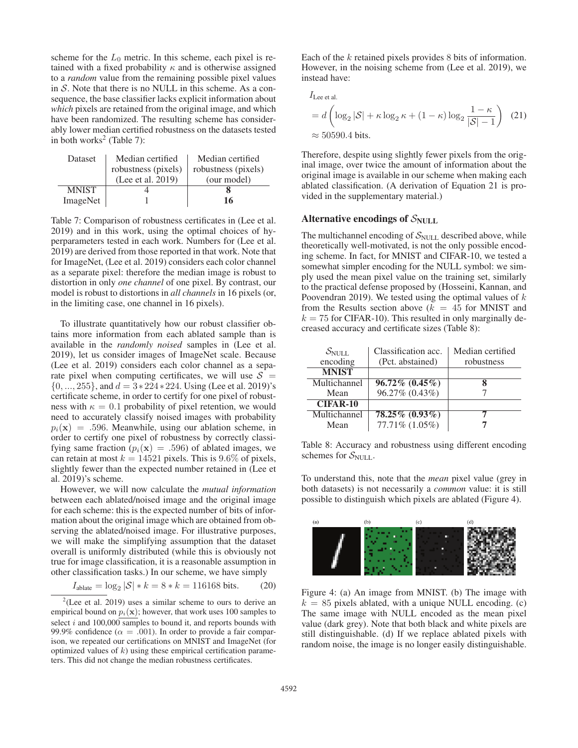scheme for the $L_0$ metric. In this scheme, each pixel is retained with a fixed probability $\kappa$ and is otherwise assigned to a *random* value from the remaining possible pixel values in $\mathcal{S}$. Note that there is no NULL in this scheme. As a consequence, the base classifier lacks explicit information about *which* pixels are retained from the original image, and which have been randomized. The resulting scheme has considerably lower median certified robustness on the datasets tested in both works[2] (Table 7):

| Dataset | Median certified robustness (pixels) (Lee et al. 2019) | Median certified robustness (pixels) (our model) |
|---|---|---|
| MNIST | 4 | **8** |
| ImageNet | 1 | **16** |

Table 7: Comparison of robustness certificates in (Lee et al. 2019) and in this work, using the optimal choices of hyperparameters tested in each work. Numbers for (Lee et al. 2019) are derived from those reported in that work. Note that for ImageNet, (Lee et al. 2019) considers each color channel as a separate pixel: therefore the median image is robust to distortion in only *one channel* of one pixel. By contrast, our model is robust to distortions in *all channels* in 16 pixels (or, in the limiting case, one channel in 16 pixels).

To illustrate quantitatively how our robust classifier obtains more information from each ablated sample than is available in the *randomly noised* samples in (Lee et al. 2019), let us consider images of ImageNet scale. Because (Lee et al. 2019) considers each color channel as a separate pixel when computing certificates, we will use $\mathcal{S} = \{0, ..., 255\}$, and $d = 3*224*224$. Using (Lee et al. 2019)'s certificate scheme, in order to certify for one pixel of robustness with $\kappa = 0.1$ probability of pixel retention, we would need to accurately classify noised images with probability $p_i(\mathbf{x}) = .596$. Meanwhile, using our ablation scheme, in order to certify one pixel of robustness by correctly classifying same fraction ($p_i(\mathbf{x}) = .596$) of ablated images, we can retain at most $k = 14521$ pixels. This is $9.6\%$ of pixels, slightly fewer than the expected number retained in (Lee et al. 2019)'s scheme.

However, we will now calculate the *mutual information* between each ablated/noised image and the original image for each scheme: this is the expected number of bits of information about the original image which are obtained from observing the ablated/noised image. For illustrative purposes, we will make the simplifying assumption that the dataset overall is uniformly distributed (while this is obviously not true for image classification, it is a reasonable assumption in other classification tasks.) In our scheme, we have simply

$$I_{\text{ablate}} = \log_2 |\mathcal{S}| * k = 8 * k = 116168 \text{ bits.} \tag{20}$$

[2](Lee et al. 2019) uses a similar scheme to ours to derive an empirical bound on $p_i(\mathbf{x})$; however, that work uses 100 samples to select $i$ and 100,000 samples to bound it, and reports bounds with 99.9% confidence ($\alpha = .001$). In order to provide a fair comparison, we repeated our certifications on MNIST and ImageNet (for optimized values of $k$) using these empirical certification parameters. This did not change the median robustness certificates.

Each of the $k$ retained pixels provides 8 bits of information. However, in the noising scheme from (Lee et al. 2019), we instead have:

$$\begin{aligned} & I_{\text{Lee et al.}} \\ & = d\left(\log_2 |\mathcal{S}| + \kappa \log_2 \kappa + (1-\kappa)\log_2 \frac{1-\kappa}{|\mathcal{S}|-1}\right) \\ & \approx 50590.4 \text{ bits.} \end{aligned} \tag{21}$$

Therefore, despite using slightly fewer pixels from the original image, over twice the amount of information about the original image is available in our scheme when making each ablated classification. (A derivation of Equation 21 is provided in the supplementary material.)

## Alternative encodings of $\mathcal{S}_{\text{NULL}}$

The multichannel encoding of $\mathcal{S}_{\text{NULL}}$ described above, while theoretically well-motivated, is not the only possible encoding scheme. In fact, for MNIST and CIFAR-10, we tested a somewhat simpler encoding for the NULL symbol: we simply used the mean pixel value on the training set, similarly to the practical defense proposed by (Hosseini, Kannan, and Poovendran 2019). We tested using the optimal values of $k$ from the Results section above ($k = 45$ for MNIST and $k = 75$ for CIFAR-10). This resulted in only marginally decreased accuracy and certificate sizes (Table 8):

| $\mathcal{S}_{\text{NULL}}$ encoding | Classification acc. (Pct. abstained) | Median certified robustness |
|---|---|---|
| **MNIST** | | |
| Multichannel | **96.72% (0.45%)** | **8** |
| Mean | 96.27% (0.43%) | 7 |
| **CIFAR-10** | | |
| Multichannel | **78.25% (0.93%)** | **7** |
| Mean | 77.71% (1.05%) | **7** |

Table 8: Accuracy and robustness using different encoding schemes for $\mathcal{S}_{\text{NULL}}$.

To understand this, note that the *mean* pixel value (grey in both datasets) is not necessarily a *common* value: it is still possible to distinguish which pixels are ablated (Figure 4).

(a) (b) (c) (d)

Figure 4: (a) An image from MNIST. (b) The image with $k = 85$ pixels ablated, with a unique NULL encoding. (c) The same image with NULL encoded as the mean pixel value (dark grey). Note that both black and white pixels are still distinguishable. (d) If we replace ablated pixels with random noise, the image is no longer easily distinguishable.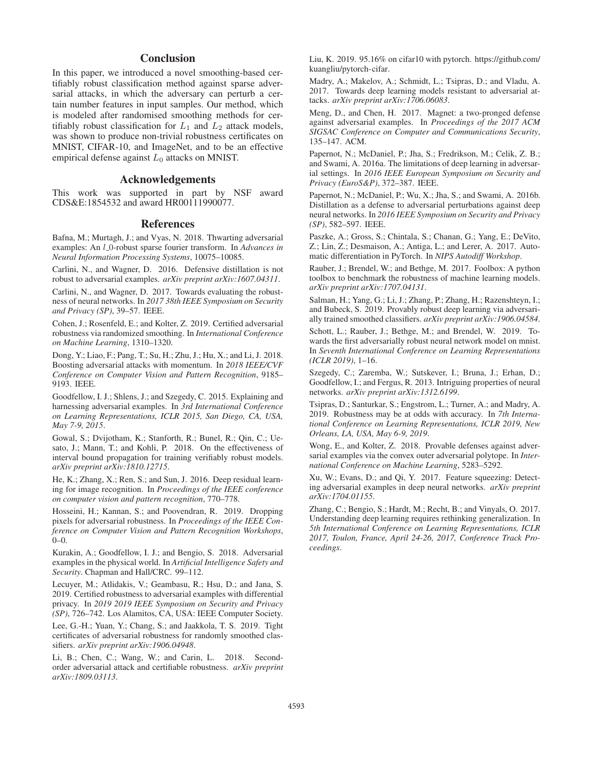## Conclusion

In this paper, we introduced a novel smoothing-based certifiably robust classification method against sparse adversarial attacks, in which the adversary can perturb a certain number features in input samples. Our method, which is modeled after randomised smoothing methods for certifiably robust classification for $L_1$ and $L_2$ attack models, was shown to produce non-trivial robustness certificates on MNIST, CIFAR-10, and ImageNet, and to be an effective empirical defense against $L_0$ attacks on MNIST.

## Acknowledgements

This work was supported in part by NSF award CDS&E:1854532 and award HR00111990077.

## References

Bafna, M.; Murtagh, J.; and Vyas, N. 2018. Thwarting adversarial examples: An $l\_0$-robust sparse fourier transform. In *Advances in Neural Information Processing Systems*, 10075–10085.

Carlini, N., and Wagner, D. 2016. Defensive distillation is not robust to adversarial examples. *arXiv preprint arXiv:1607.04311*.

Carlini, N., and Wagner, D. 2017. Towards evaluating the robustness of neural networks. In *2017 38th IEEE Symposium on Security and Privacy (SP)*, 39–57. IEEE.

Cohen, J.; Rosenfeld, E.; and Kolter, Z. 2019. Certified adversarial robustness via randomized smoothing. In *International Conference on Machine Learning*, 1310–1320.

Dong, Y.; Liao, F.; Pang, T.; Su, H.; Zhu, J.; Hu, X.; and Li, J. 2018. Boosting adversarial attacks with momentum. In *2018 IEEE/CVF Conference on Computer Vision and Pattern Recognition*, 9185–9193. IEEE.

Goodfellow, I. J.; Shlens, J.; and Szegedy, C. 2015. Explaining and harnessing adversarial examples. In *3rd International Conference on Learning Representations, ICLR 2015, San Diego, CA, USA, May 7-9, 2015*.

Gowal, S.; Dvijotham, K.; Stanforth, R.; Bunel, R.; Qin, C.; Uesato, J.; Mann, T.; and Kohli, P. 2018. On the effectiveness of interval bound propagation for training verifiably robust models. *arXiv preprint arXiv:1810.12715*.

He, K.; Zhang, X.; Ren, S.; and Sun, J. 2016. Deep residual learning for image recognition. In *Proceedings of the IEEE conference on computer vision and pattern recognition*, 770–778.

Hosseini, H.; Kannan, S.; and Poovendran, R. 2019. Dropping pixels for adversarial robustness. In *Proceedings of the IEEE Conference on Computer Vision and Pattern Recognition Workshops*, 0–0.

Kurakin, A.; Goodfellow, I. J.; and Bengio, S. 2018. Adversarial examples in the physical world. In *Artificial Intelligence Safety and Security*. Chapman and Hall/CRC. 99–112.

Lecuyer, M.; Atlidakis, V.; Geambasu, R.; Hsu, D.; and Jana, S. 2019. Certified robustness to adversarial examples with differential privacy. In *2019 2019 IEEE Symposium on Security and Privacy (SP)*, 726–742. Los Alamitos, CA, USA: IEEE Computer Society.

Lee, G.-H.; Yuan, Y.; Chang, S.; and Jaakkola, T. S. 2019. Tight certificates of adversarial robustness for randomly smoothed classifiers. *arXiv preprint arXiv:1906.04948*.

Li, B.; Chen, C.; Wang, W.; and Carin, L. 2018. Second-order adversarial attack and certifiable robustness. *arXiv preprint arXiv:1809.03113*.

Liu, K. 2019. 95.16% on cifar10 with pytorch. https://github.com/kuangliu/pytorch-cifar.

Madry, A.; Makelov, A.; Schmidt, L.; Tsipras, D.; and Vladu, A. 2017. Towards deep learning models resistant to adversarial attacks. *arXiv preprint arXiv:1706.06083*.

Meng, D., and Chen, H. 2017. Magnet: a two-pronged defense against adversarial examples. In *Proceedings of the 2017 ACM SIGSAC Conference on Computer and Communications Security*, 135–147. ACM.

Papernot, N.; McDaniel, P.; Jha, S.; Fredrikson, M.; Celik, Z. B.; and Swami, A. 2016a. The limitations of deep learning in adversarial settings. In *2016 IEEE European Symposium on Security and Privacy (EuroS&P)*, 372–387. IEEE.

Papernot, N.; McDaniel, P.; Wu, X.; Jha, S.; and Swami, A. 2016b. Distillation as a defense to adversarial perturbations against deep neural networks. In *2016 IEEE Symposium on Security and Privacy (SP)*, 582–597. IEEE.

Paszke, A.; Gross, S.; Chintala, S.; Chanan, G.; Yang, E.; DeVito, Z.; Lin, Z.; Desmaison, A.; Antiga, L.; and Lerer, A. 2017. Automatic differentiation in PyTorch. In *NIPS Autodiff Workshop*.

Rauber, J.; Brendel, W.; and Bethge, M. 2017. Foolbox: A python toolbox to benchmark the robustness of machine learning models. *arXiv preprint arXiv:1707.04131*.

Salman, H.; Yang, G.; Li, J.; Zhang, P.; Zhang, H.; Razenshteyn, I.; and Bubeck, S. 2019. Provably robust deep learning via adversarially trained smoothed classifiers. *arXiv preprint arXiv:1906.04584*.

Schott, L.; Rauber, J.; Bethge, M.; and Brendel, W. 2019. Towards the first adversarially robust neural network model on mnist. In *Seventh International Conference on Learning Representations (ICLR 2019)*, 1–16.

Szegedy, C.; Zaremba, W.; Sutskever, I.; Bruna, J.; Erhan, D.; Goodfellow, I.; and Fergus, R. 2013. Intriguing properties of neural networks. *arXiv preprint arXiv:1312.6199*.

Tsipras, D.; Santurkar, S.; Engstrom, L.; Turner, A.; and Madry, A. 2019. Robustness may be at odds with accuracy. In *7th International Conference on Learning Representations, ICLR 2019, New Orleans, LA, USA, May 6-9, 2019*.

Wong, E., and Kolter, Z. 2018. Provable defenses against adversarial examples via the convex outer adversarial polytope. In *International Conference on Machine Learning*, 5283–5292.

Xu, W.; Evans, D.; and Qi, Y. 2017. Feature squeezing: Detecting adversarial examples in deep neural networks. *arXiv preprint arXiv:1704.01155*.

Zhang, C.; Bengio, S.; Hardt, M.; Recht, B.; and Vinyals, O. 2017. Understanding deep learning requires rethinking generalization. In *5th International Conference on Learning Representations, ICLR 2017, Toulon, France, April 24-26, 2017, Conference Track Proceedings*.